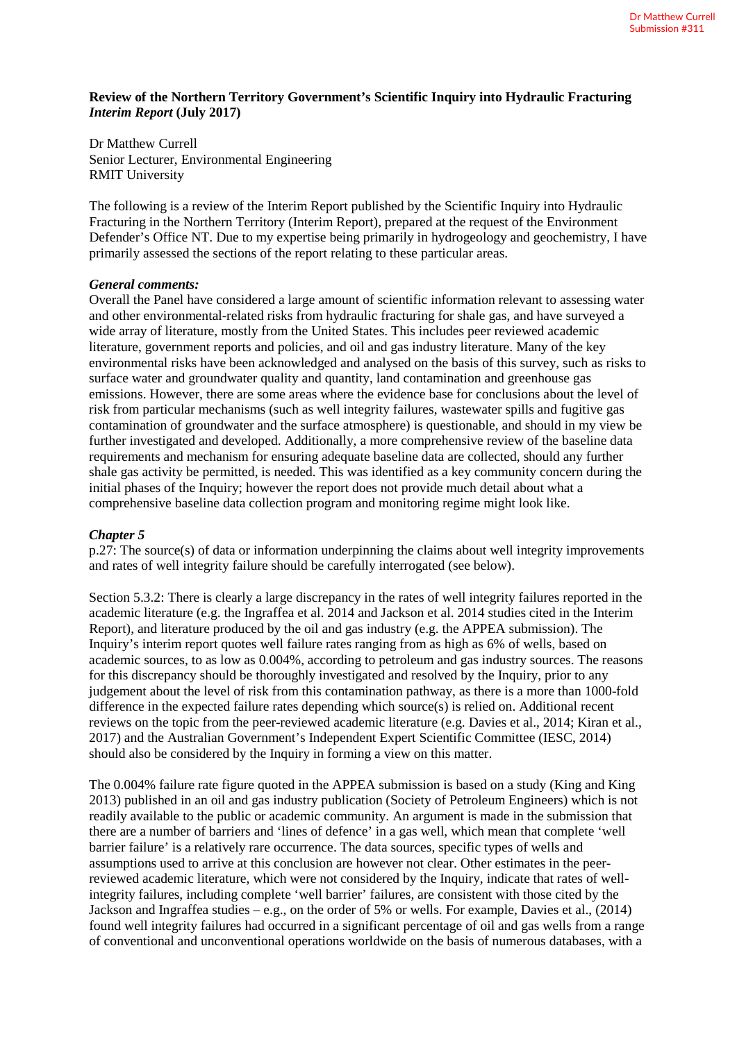Dr Matthew Currell
Submission #311

**Review of the Northern Territory Government's Scientific Inquiry into Hydraulic Fracturing *Interim Report* (July 2017)**

Dr Matthew Currell
Senior Lecturer, Environmental Engineering
RMIT University

The following is a review of the Interim Report published by the Scientific Inquiry into Hydraulic Fracturing in the Northern Territory (Interim Report), prepared at the request of the Environment Defender's Office NT. Due to my expertise being primarily in hydrogeology and geochemistry, I have primarily assessed the sections of the report relating to these particular areas.

***General comments:***

Overall the Panel have considered a large amount of scientific information relevant to assessing water and other environmental-related risks from hydraulic fracturing for shale gas, and have surveyed a wide array of literature, mostly from the United States. This includes peer reviewed academic literature, government reports and policies, and oil and gas industry literature. Many of the key environmental risks have been acknowledged and analysed on the basis of this survey, such as risks to surface water and groundwater quality and quantity, land contamination and greenhouse gas emissions. However, there are some areas where the evidence base for conclusions about the level of risk from particular mechanisms (such as well integrity failures, wastewater spills and fugitive gas contamination of groundwater and the surface atmosphere) is questionable, and should in my view be further investigated and developed. Additionally, a more comprehensive review of the baseline data requirements and mechanism for ensuring adequate baseline data are collected, should any further shale gas activity be permitted, is needed. This was identified as a key community concern during the initial phases of the Inquiry; however the report does not provide much detail about what a comprehensive baseline data collection program and monitoring regime might look like.

***Chapter 5***

p.27: The source(s) of data or information underpinning the claims about well integrity improvements and rates of well integrity failure should be carefully interrogated (see below).

Section 5.3.2: There is clearly a large discrepancy in the rates of well integrity failures reported in the academic literature (e.g. the Ingraffea et al. 2014 and Jackson et al. 2014 studies cited in the Interim Report), and literature produced by the oil and gas industry (e.g. the APPEA submission). The Inquiry's interim report quotes well failure rates ranging from as high as 6% of wells, based on academic sources, to as low as 0.004%, according to petroleum and gas industry sources. The reasons for this discrepancy should be thoroughly investigated and resolved by the Inquiry, prior to any judgement about the level of risk from this contamination pathway, as there is a more than 1000-fold difference in the expected failure rates depending which source(s) is relied on. Additional recent reviews on the topic from the peer-reviewed academic literature (e.g. Davies et al., 2014; Kiran et al., 2017) and the Australian Government's Independent Expert Scientific Committee (IESC, 2014) should also be considered by the Inquiry in forming a view on this matter.

The 0.004% failure rate figure quoted in the APPEA submission is based on a study (King and King 2013) published in an oil and gas industry publication (Society of Petroleum Engineers) which is not readily available to the public or academic community. An argument is made in the submission that there are a number of barriers and 'lines of defence' in a gas well, which mean that complete 'well barrier failure' is a relatively rare occurrence. The data sources, specific types of wells and assumptions used to arrive at this conclusion are however not clear. Other estimates in the peer-reviewed academic literature, which were not considered by the Inquiry, indicate that rates of well-integrity failures, including complete 'well barrier' failures, are consistent with those cited by the Jackson and Ingraffea studies – e.g., on the order of 5% or wells. For example, Davies et al., (2014) found well integrity failures had occurred in a significant percentage of oil and gas wells from a range of conventional and unconventional operations worldwide on the basis of numerous databases, with a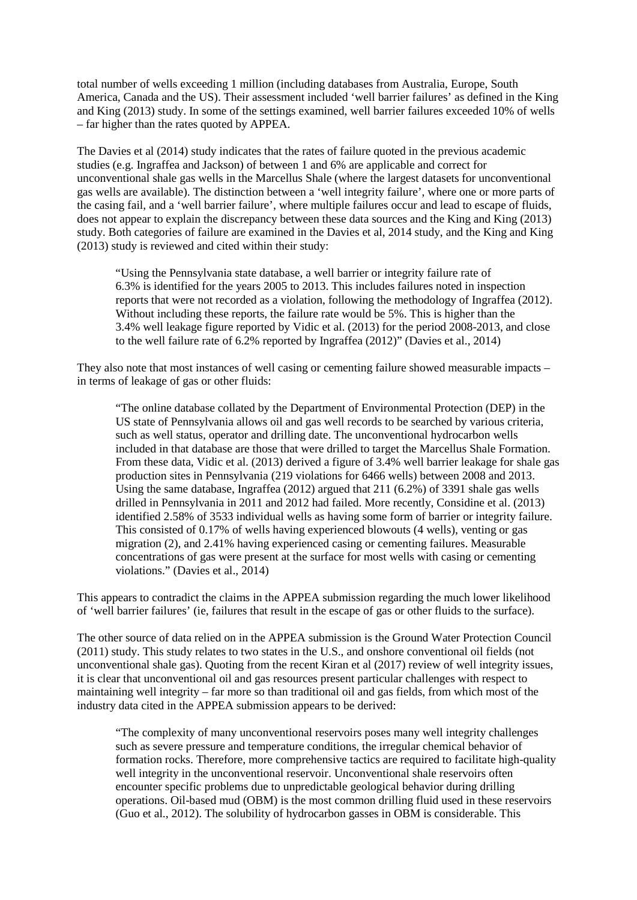total number of wells exceeding 1 million (including databases from Australia, Europe, South America, Canada and the US). Their assessment included 'well barrier failures' as defined in the King and King (2013) study. In some of the settings examined, well barrier failures exceeded 10% of wells – far higher than the rates quoted by APPEA.

The Davies et al (2014) study indicates that the rates of failure quoted in the previous academic studies (e.g. Ingraffea and Jackson) of between 1 and 6% are applicable and correct for unconventional shale gas wells in the Marcellus Shale (where the largest datasets for unconventional gas wells are available). The distinction between a 'well integrity failure', where one or more parts of the casing fail, and a 'well barrier failure', where multiple failures occur and lead to escape of fluids, does not appear to explain the discrepancy between these data sources and the King and King (2013) study. Both categories of failure are examined in the Davies et al, 2014 study, and the King and King (2013) study is reviewed and cited within their study:

> "Using the Pennsylvania state database, a well barrier or integrity failure rate of 6.3% is identified for the years 2005 to 2013. This includes failures noted in inspection reports that were not recorded as a violation, following the methodology of Ingraffea (2012). Without including these reports, the failure rate would be 5%. This is higher than the 3.4% well leakage figure reported by Vidic et al. (2013) for the period 2008-2013, and close to the well failure rate of 6.2% reported by Ingraffea (2012)" (Davies et al., 2014)

They also note that most instances of well casing or cementing failure showed measurable impacts – in terms of leakage of gas or other fluids:

> "The online database collated by the Department of Environmental Protection (DEP) in the US state of Pennsylvania allows oil and gas well records to be searched by various criteria, such as well status, operator and drilling date. The unconventional hydrocarbon wells included in that database are those that were drilled to target the Marcellus Shale Formation. From these data, Vidic et al. (2013) derived a figure of 3.4% well barrier leakage for shale gas production sites in Pennsylvania (219 violations for 6466 wells) between 2008 and 2013. Using the same database, Ingraffea (2012) argued that 211 (6.2%) of 3391 shale gas wells drilled in Pennsylvania in 2011 and 2012 had failed. More recently, Considine et al. (2013) identified 2.58% of 3533 individual wells as having some form of barrier or integrity failure. This consisted of 0.17% of wells having experienced blowouts (4 wells), venting or gas migration (2), and 2.41% having experienced casing or cementing failures. Measurable concentrations of gas were present at the surface for most wells with casing or cementing violations." (Davies et al., 2014)

This appears to contradict the claims in the APPEA submission regarding the much lower likelihood of 'well barrier failures' (ie, failures that result in the escape of gas or other fluids to the surface).

The other source of data relied on in the APPEA submission is the Ground Water Protection Council (2011) study. This study relates to two states in the U.S., and onshore conventional oil fields (not unconventional shale gas). Quoting from the recent Kiran et al (2017) review of well integrity issues, it is clear that unconventional oil and gas resources present particular challenges with respect to maintaining well integrity – far more so than traditional oil and gas fields, from which most of the industry data cited in the APPEA submission appears to be derived:

> "The complexity of many unconventional reservoirs poses many well integrity challenges such as severe pressure and temperature conditions, the irregular chemical behavior of formation rocks. Therefore, more comprehensive tactics are required to facilitate high-quality well integrity in the unconventional reservoir. Unconventional shale reservoirs often encounter specific problems due to unpredictable geological behavior during drilling operations. Oil-based mud (OBM) is the most common drilling fluid used in these reservoirs (Guo et al., 2012). The solubility of hydrocarbon gasses in OBM is considerable. This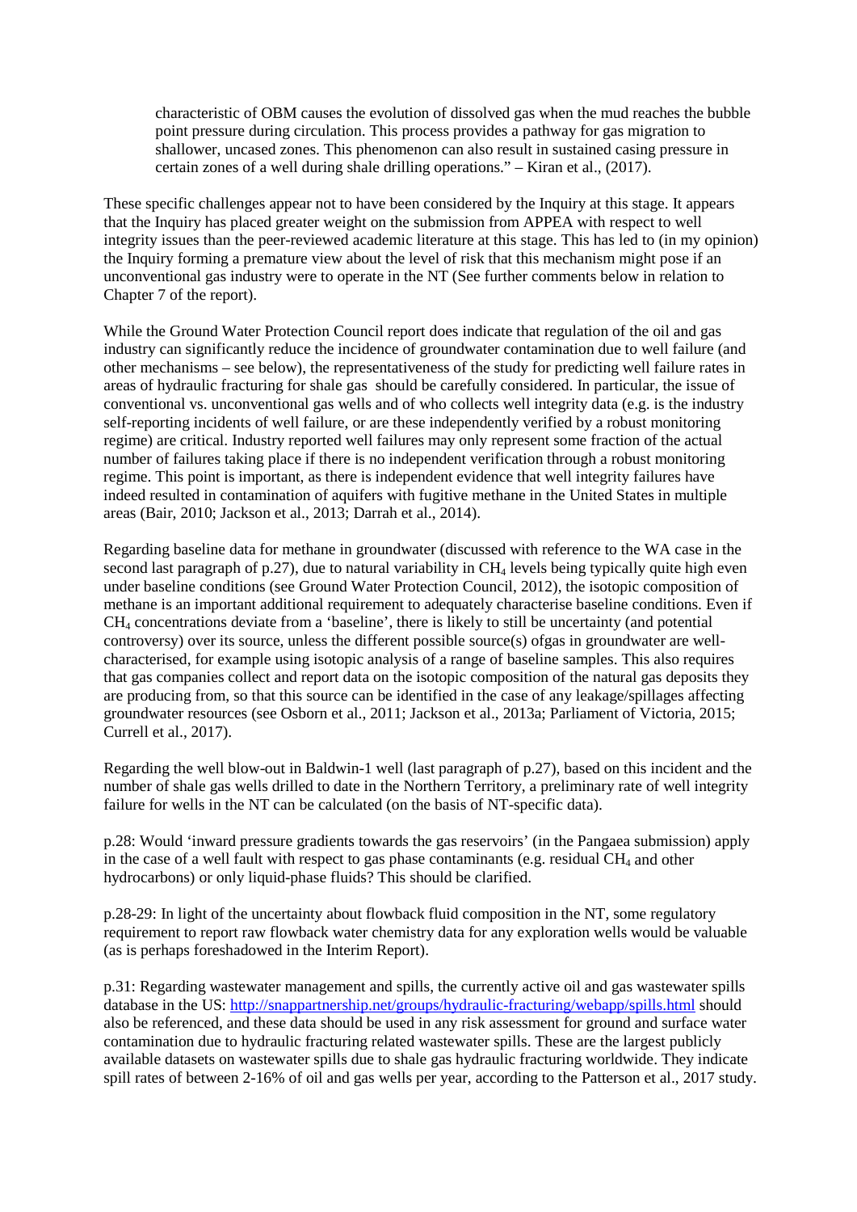characteristic of OBM causes the evolution of dissolved gas when the mud reaches the bubble point pressure during circulation. This process provides a pathway for gas migration to shallower, uncased zones. This phenomenon can also result in sustained casing pressure in certain zones of a well during shale drilling operations." – Kiran et al., (2017).

These specific challenges appear not to have been considered by the Inquiry at this stage. It appears that the Inquiry has placed greater weight on the submission from APPEA with respect to well integrity issues than the peer-reviewed academic literature at this stage. This has led to (in my opinion) the Inquiry forming a premature view about the level of risk that this mechanism might pose if an unconventional gas industry were to operate in the NT (See further comments below in relation to Chapter 7 of the report).

While the Ground Water Protection Council report does indicate that regulation of the oil and gas industry can significantly reduce the incidence of groundwater contamination due to well failure (and other mechanisms – see below), the representativeness of the study for predicting well failure rates in areas of hydraulic fracturing for shale gas should be carefully considered. In particular, the issue of conventional vs. unconventional gas wells and of who collects well integrity data (e.g. is the industry self-reporting incidents of well failure, or are these independently verified by a robust monitoring regime) are critical. Industry reported well failures may only represent some fraction of the actual number of failures taking place if there is no independent verification through a robust monitoring regime. This point is important, as there is independent evidence that well integrity failures have indeed resulted in contamination of aquifers with fugitive methane in the United States in multiple areas (Bair, 2010; Jackson et al., 2013; Darrah et al., 2014).

Regarding baseline data for methane in groundwater (discussed with reference to the WA case in the second last paragraph of p.27), due to natural variability in $CH_4$ levels being typically quite high even under baseline conditions (see Ground Water Protection Council, 2012), the isotopic composition of methane is an important additional requirement to adequately characterise baseline conditions. Even if $CH_4$ concentrations deviate from a 'baseline', there is likely to still be uncertainty (and potential controversy) over its source, unless the different possible source(s) ofgas in groundwater are well-characterised, for example using isotopic analysis of a range of baseline samples. This also requires that gas companies collect and report data on the isotopic composition of the natural gas deposits they are producing from, so that this source can be identified in the case of any leakage/spillages affecting groundwater resources (see Osborn et al., 2011; Jackson et al., 2013a; Parliament of Victoria, 2015; Currell et al., 2017).

Regarding the well blow-out in Baldwin-1 well (last paragraph of p.27), based on this incident and the number of shale gas wells drilled to date in the Northern Territory, a preliminary rate of well integrity failure for wells in the NT can be calculated (on the basis of NT-specific data).

p.28: Would 'inward pressure gradients towards the gas reservoirs' (in the Pangaea submission) apply in the case of a well fault with respect to gas phase contaminants (e.g. residual $CH_4$ and other hydrocarbons) or only liquid-phase fluids? This should be clarified.

p.28-29: In light of the uncertainty about flowback fluid composition in the NT, some regulatory requirement to report raw flowback water chemistry data for any exploration wells would be valuable (as is perhaps foreshadowed in the Interim Report).

p.31: Regarding wastewater management and spills, the currently active oil and gas wastewater spills database in the US: http://snappartnership.net/groups/hydraulic-fracturing/webapp/spills.html should also be referenced, and these data should be used in any risk assessment for ground and surface water contamination due to hydraulic fracturing related wastewater spills. These are the largest publicly available datasets on wastewater spills due to shale gas hydraulic fracturing worldwide. They indicate spill rates of between 2-16% of oil and gas wells per year, according to the Patterson et al., 2017 study.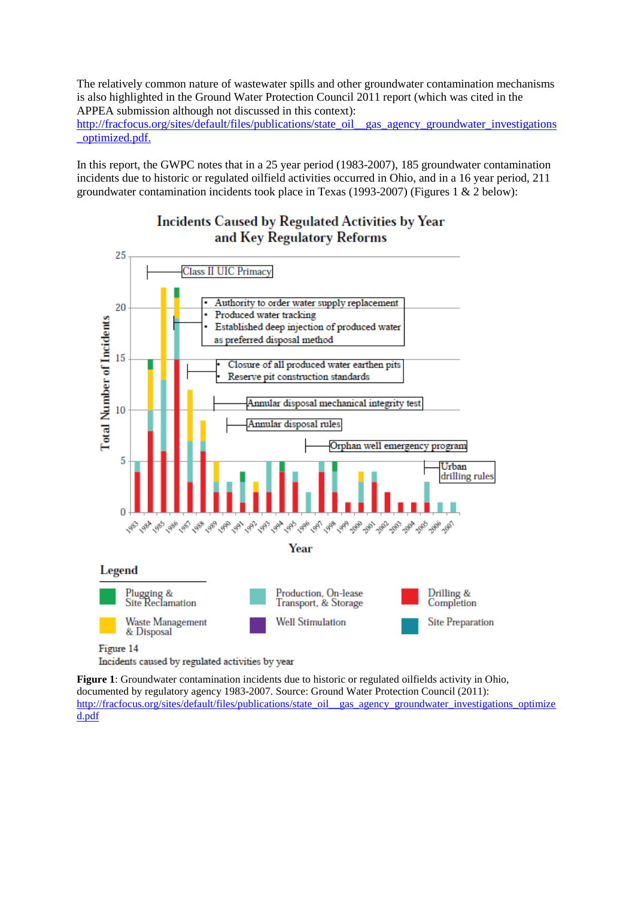The relatively common nature of wastewater spills and other groundwater contamination mechanisms is also highlighted in the Ground Water Protection Council 2011 report (which was cited in the APPEA submission although not discussed in this context): http://fracfocus.org/sites/default/files/publications/state_oil__gas_agency_groundwater_investigations_optimized.pdf.

In this report, the GWPC notes that in a 25 year period (1983-2007), 185 groundwater contamination incidents due to historic or regulated oilfield activities occurred in Ohio, and in a 16 year period, 211 groundwater contamination incidents took place in Texas (1993-2007) (Figures 1 & 2 below):

Incidents Caused by Regulated Activities by Year and Key Regulatory Reforms

Figure 14
Incidents caused by regulated activities by year

**Figure 1**: Groundwater contamination incidents due to historic or regulated oilfields activity in Ohio, documented by regulatory agency 1983-2007. Source: Ground Water Protection Council (2011): http://fracfocus.org/sites/default/files/publications/state_oil__gas_agency_groundwater_investigations_optimized.pdf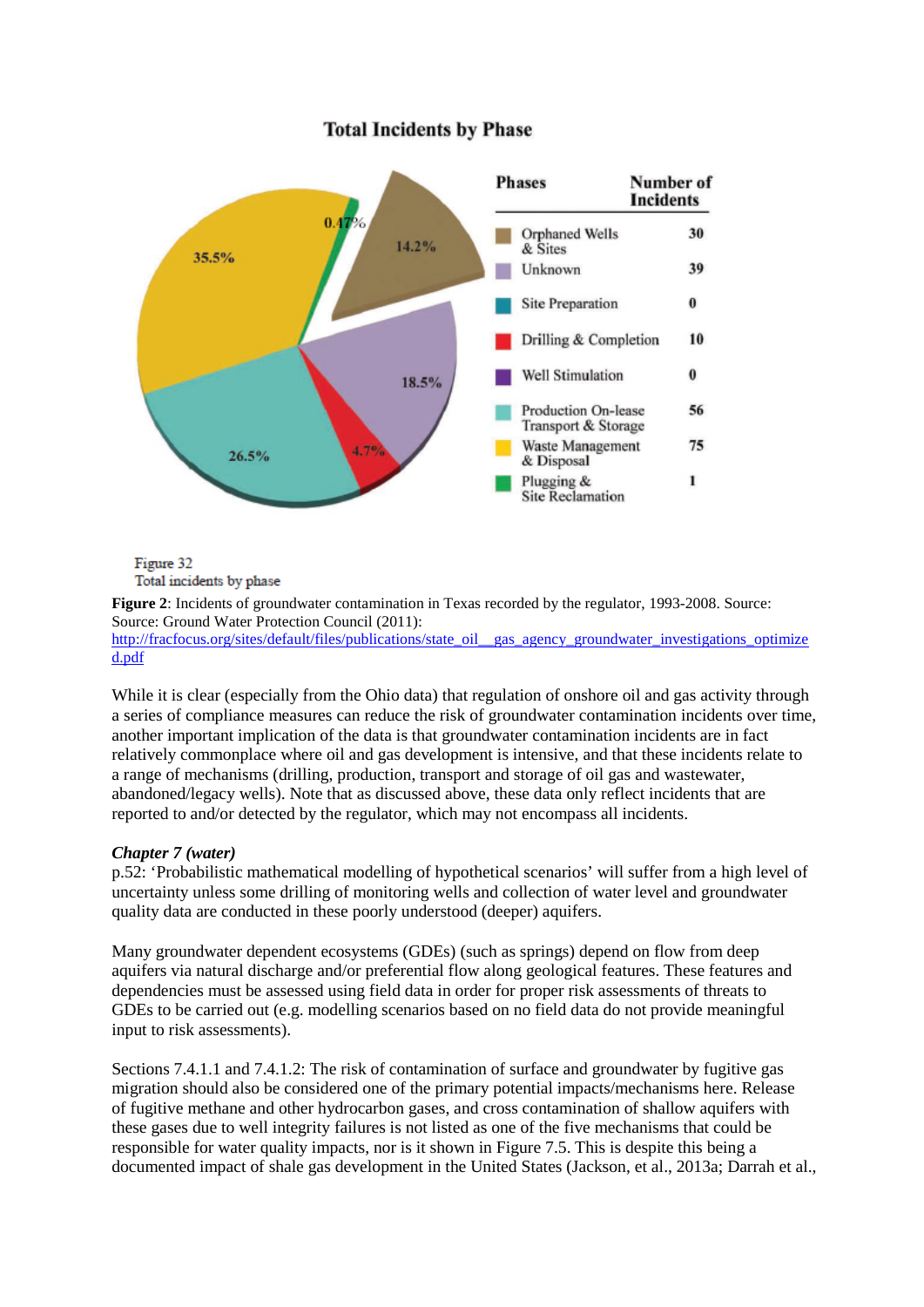**Total Incidents by Phase**

| Phases | Number of Incidents |
| --- | --- |
| Orphaned Wells & Sites | 30 |
| Unknown | 39 |
| Site Preparation | 0 |
| Drilling & Completion | 10 |
| Well Stimulation | 0 |
| Production On-lease Transport & Storage | 56 |
| Waste Management & Disposal | 75 |
| Plugging & Site Reclamation | 1 |

Figure 32
Total incidents by phase

**Figure 2**: Incidents of groundwater contamination in Texas recorded by the regulator, 1993-2008. Source: Source: Ground Water Protection Council (2011): http://fracfocus.org/sites/default/files/publications/state_oil__gas_agency_groundwater_investigations_optimized.pdf

While it is clear (especially from the Ohio data) that regulation of onshore oil and gas activity through a series of compliance measures can reduce the risk of groundwater contamination incidents over time, another important implication of the data is that groundwater contamination incidents are in fact relatively commonplace where oil and gas development is intensive, and that these incidents relate to a range of mechanisms (drilling, production, transport and storage of oil gas and wastewater, abandoned/legacy wells). Note that as discussed above, these data only reflect incidents that are reported to and/or detected by the regulator, which may not encompass all incidents.

***Chapter 7 (water)***

p.52: 'Probabilistic mathematical modelling of hypothetical scenarios' will suffer from a high level of uncertainty unless some drilling of monitoring wells and collection of water level and groundwater quality data are conducted in these poorly understood (deeper) aquifers.

Many groundwater dependent ecosystems (GDEs) (such as springs) depend on flow from deep aquifers via natural discharge and/or preferential flow along geological features. These features and dependencies must be assessed using field data in order for proper risk assessments of threats to GDEs to be carried out (e.g. modelling scenarios based on no field data do not provide meaningful input to risk assessments).

Sections 7.4.1.1 and 7.4.1.2: The risk of contamination of surface and groundwater by fugitive gas migration should also be considered one of the primary potential impacts/mechanisms here. Release of fugitive methane and other hydrocarbon gases, and cross contamination of shallow aquifers with these gases due to well integrity failures is not listed as one of the five mechanisms that could be responsible for water quality impacts, nor is it shown in Figure 7.5. This is despite this being a documented impact of shale gas development in the United States (Jackson, et al., 2013a; Darrah et al.,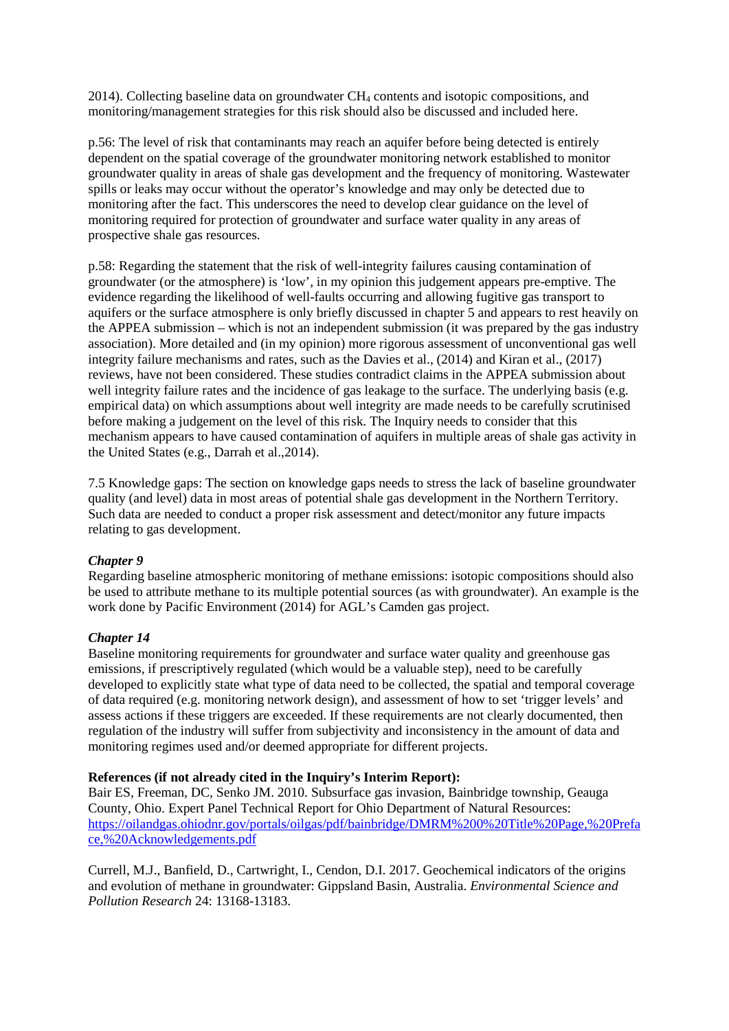2014). Collecting baseline data on groundwater $CH_4$ contents and isotopic compositions, and monitoring/management strategies for this risk should also be discussed and included here.

p.56: The level of risk that contaminants may reach an aquifer before being detected is entirely dependent on the spatial coverage of the groundwater monitoring network established to monitor groundwater quality in areas of shale gas development and the frequency of monitoring. Wastewater spills or leaks may occur without the operator's knowledge and may only be detected due to monitoring after the fact. This underscores the need to develop clear guidance on the level of monitoring required for protection of groundwater and surface water quality in any areas of prospective shale gas resources.

p.58: Regarding the statement that the risk of well-integrity failures causing contamination of groundwater (or the atmosphere) is 'low', in my opinion this judgement appears pre-emptive. The evidence regarding the likelihood of well-faults occurring and allowing fugitive gas transport to aquifers or the surface atmosphere is only briefly discussed in chapter 5 and appears to rest heavily on the APPEA submission – which is not an independent submission (it was prepared by the gas industry association). More detailed and (in my opinion) more rigorous assessment of unconventional gas well integrity failure mechanisms and rates, such as the Davies et al., (2014) and Kiran et al., (2017) reviews, have not been considered. These studies contradict claims in the APPEA submission about well integrity failure rates and the incidence of gas leakage to the surface. The underlying basis (e.g. empirical data) on which assumptions about well integrity are made needs to be carefully scrutinised before making a judgement on the level of this risk. The Inquiry needs to consider that this mechanism appears to have caused contamination of aquifers in multiple areas of shale gas activity in the United States (e.g., Darrah et al.,2014).

7.5 Knowledge gaps: The section on knowledge gaps needs to stress the lack of baseline groundwater quality (and level) data in most areas of potential shale gas development in the Northern Territory. Such data are needed to conduct a proper risk assessment and detect/monitor any future impacts relating to gas development.

***Chapter 9***

Regarding baseline atmospheric monitoring of methane emissions: isotopic compositions should also be used to attribute methane to its multiple potential sources (as with groundwater). An example is the work done by Pacific Environment (2014) for AGL's Camden gas project.

***Chapter 14***

Baseline monitoring requirements for groundwater and surface water quality and greenhouse gas emissions, if prescriptively regulated (which would be a valuable step), need to be carefully developed to explicitly state what type of data need to be collected, the spatial and temporal coverage of data required (e.g. monitoring network design), and assessment of how to set 'trigger levels' and assess actions if these triggers are exceeded. If these requirements are not clearly documented, then regulation of the industry will suffer from subjectivity and inconsistency in the amount of data and monitoring regimes used and/or deemed appropriate for different projects.

**References (if not already cited in the Inquiry's Interim Report):**

Bair ES, Freeman, DC, Senko JM. 2010. Subsurface gas invasion, Bainbridge township, Geauga County, Ohio. Expert Panel Technical Report for Ohio Department of Natural Resources: https://oilandgas.ohiodnr.gov/portals/oilgas/pdf/bainbridge/DMRM%200%20Title%20Page,%20Preface,%20Acknowledgements.pdf

Currell, M.J., Banfield, D., Cartwright, I., Cendon, D.I. 2017. Geochemical indicators of the origins and evolution of methane in groundwater: Gippsland Basin, Australia. *Environmental Science and Pollution Research* 24: 13168-13183.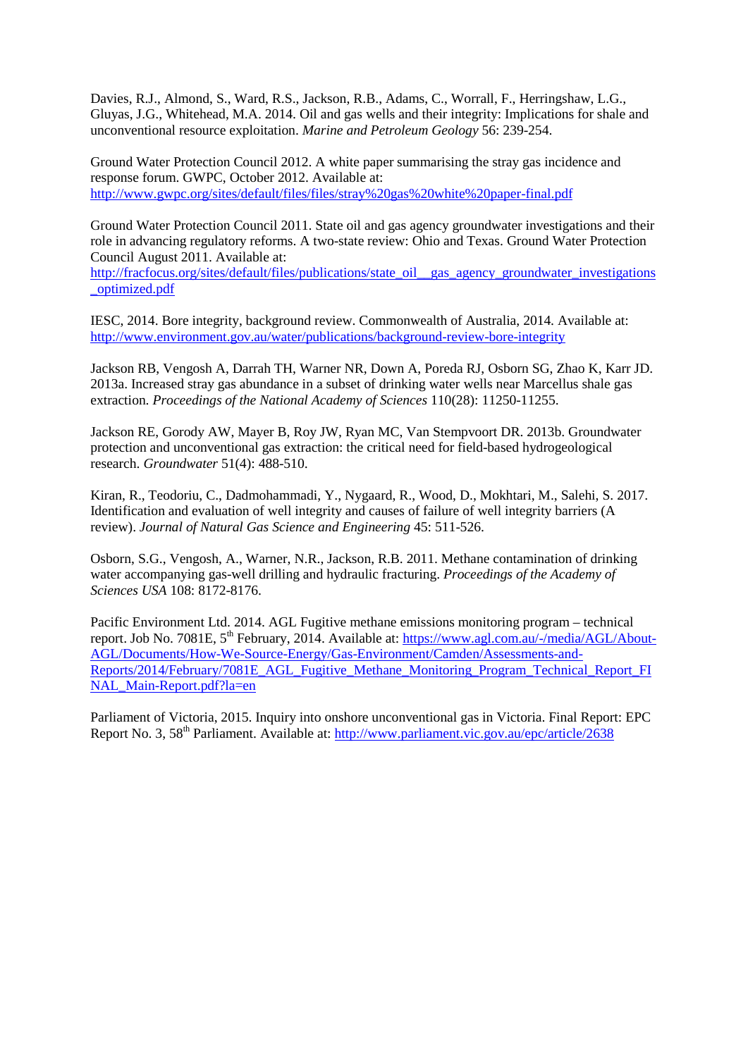Davies, R.J., Almond, S., Ward, R.S., Jackson, R.B., Adams, C., Worrall, F., Herringshaw, L.G., Gluyas, J.G., Whitehead, M.A. 2014. Oil and gas wells and their integrity: Implications for shale and unconventional resource exploitation. *Marine and Petroleum Geology* 56: 239-254.

Ground Water Protection Council 2012. A white paper summarising the stray gas incidence and response forum. GWPC, October 2012. Available at: http://www.gwpc.org/sites/default/files/files/stray%20gas%20white%20paper-final.pdf

Ground Water Protection Council 2011. State oil and gas agency groundwater investigations and their role in advancing regulatory reforms. A two-state review: Ohio and Texas. Ground Water Protection Council August 2011. Available at: http://fracfocus.org/sites/default/files/publications/state_oil__gas_agency_groundwater_investigations_optimized.pdf

IESC, 2014. Bore integrity, background review. Commonwealth of Australia, 2014. Available at: http://www.environment.gov.au/water/publications/background-review-bore-integrity

Jackson RB, Vengosh A, Darrah TH, Warner NR, Down A, Poreda RJ, Osborn SG, Zhao K, Karr JD. 2013a. Increased stray gas abundance in a subset of drinking water wells near Marcellus shale gas extraction. *Proceedings of the National Academy of Sciences* 110(28): 11250-11255.

Jackson RE, Gorody AW, Mayer B, Roy JW, Ryan MC, Van Stempvoort DR. 2013b. Groundwater protection and unconventional gas extraction: the critical need for field-based hydrogeological research. *Groundwater* 51(4): 488-510.

Kiran, R., Teodoriu, C., Dadmohammadi, Y., Nygaard, R., Wood, D., Mokhtari, M., Salehi, S. 2017. Identification and evaluation of well integrity and causes of failure of well integrity barriers (A review). *Journal of Natural Gas Science and Engineering* 45: 511-526.

Osborn, S.G., Vengosh, A., Warner, N.R., Jackson, R.B. 2011. Methane contamination of drinking water accompanying gas-well drilling and hydraulic fracturing. *Proceedings of the Academy of Sciences USA* 108: 8172-8176.

Pacific Environment Ltd. 2014. AGL Fugitive methane emissions monitoring program – technical report. Job No. 7081E, 5th February, 2014. Available at: https://www.agl.com.au/-/media/AGL/About-AGL/Documents/How-We-Source-Energy/Gas-Environment/Camden/Assessments-and-Reports/2014/February/7081E_AGL_Fugitive_Methane_Monitoring_Program_Technical_Report_FINAL_Main-Report.pdf?la=en

Parliament of Victoria, 2015. Inquiry into onshore unconventional gas in Victoria. Final Report: EPC Report No. 3, 58th Parliament. Available at: http://www.parliament.vic.gov.au/epc/article/2638